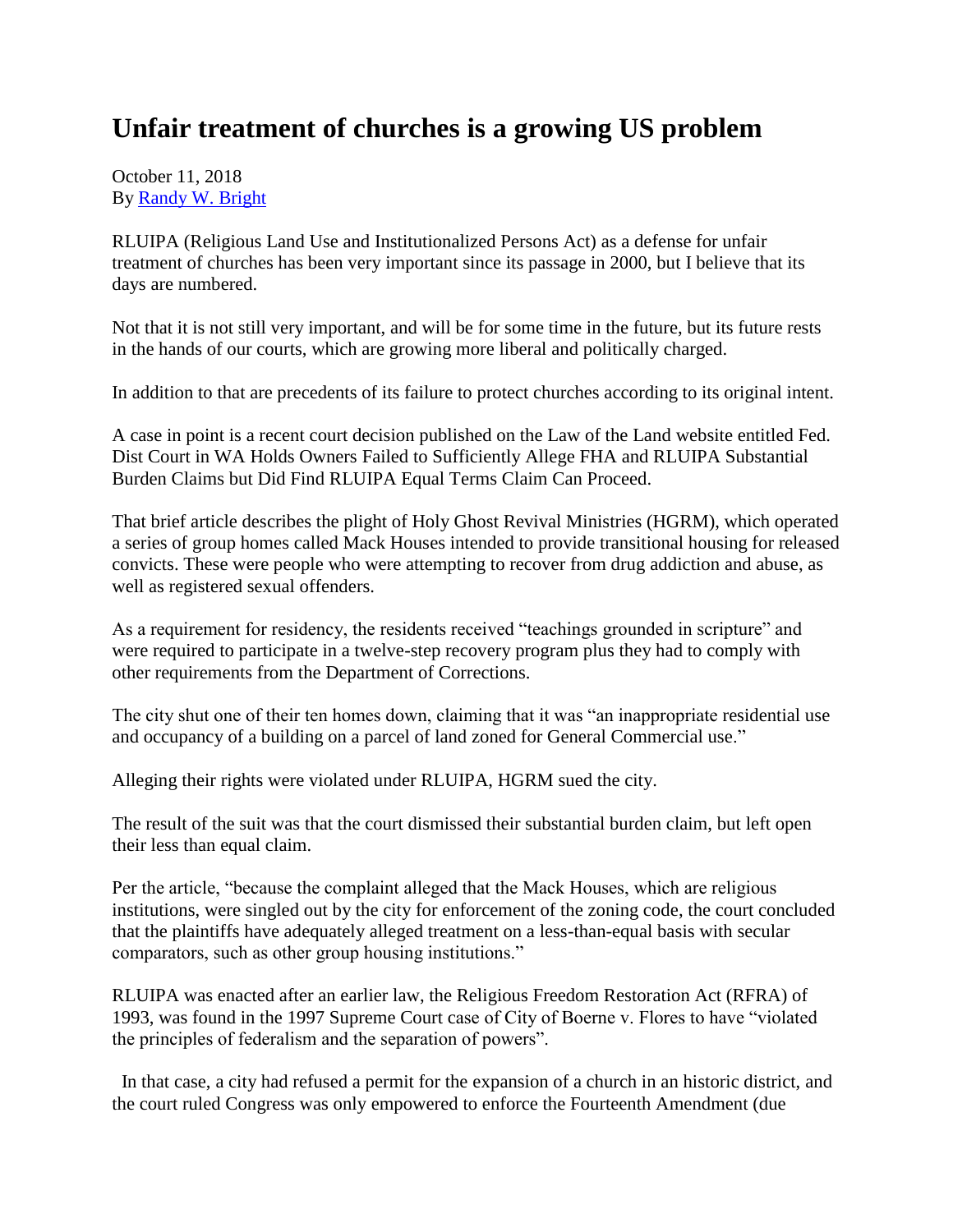# Unfair treatment of churches is a growing US problem

October 11, 2018
By [Randy W. Bright]

RLUIPA (Religious Land Use and Institutionalized Persons Act) as a defense for unfair treatment of churches has been very important since its passage in 2000, but I believe that its days are numbered.

Not that it is not still very important, and will be for some time in the future, but its future rests in the hands of our courts, which are growing more liberal and politically charged.

In addition to that are precedents of its failure to protect churches according to its original intent.

A case in point is a recent court decision published on the Law of the Land website entitled Fed. Dist Court in WA Holds Owners Failed to Sufficiently Allege FHA and RLUIPA Substantial Burden Claims but Did Find RLUIPA Equal Terms Claim Can Proceed.

That brief article describes the plight of Holy Ghost Revival Ministries (HGRM), which operated a series of group homes called Mack Houses intended to provide transitional housing for released convicts. These were people who were attempting to recover from drug addiction and abuse, as well as registered sexual offenders.

As a requirement for residency, the residents received "teachings grounded in scripture" and were required to participate in a twelve-step recovery program plus they had to comply with other requirements from the Department of Corrections.

The city shut one of their ten homes down, claiming that it was "an inappropriate residential use and occupancy of a building on a parcel of land zoned for General Commercial use."

Alleging their rights were violated under RLUIPA, HGRM sued the city.

The result of the suit was that the court dismissed their substantial burden claim, but left open their less than equal claim.

Per the article, "because the complaint alleged that the Mack Houses, which are religious institutions, were singled out by the city for enforcement of the zoning code, the court concluded that the plaintiffs have adequately alleged treatment on a less-than-equal basis with secular comparators, such as other group housing institutions."

RLUIPA was enacted after an earlier law, the Religious Freedom Restoration Act (RFRA) of 1993, was found in the 1997 Supreme Court case of City of Boerne v. Flores to have "violated the principles of federalism and the separation of powers".

In that case, a city had refused a permit for the expansion of a church in an historic district, and the court ruled Congress was only empowered to enforce the Fourteenth Amendment (due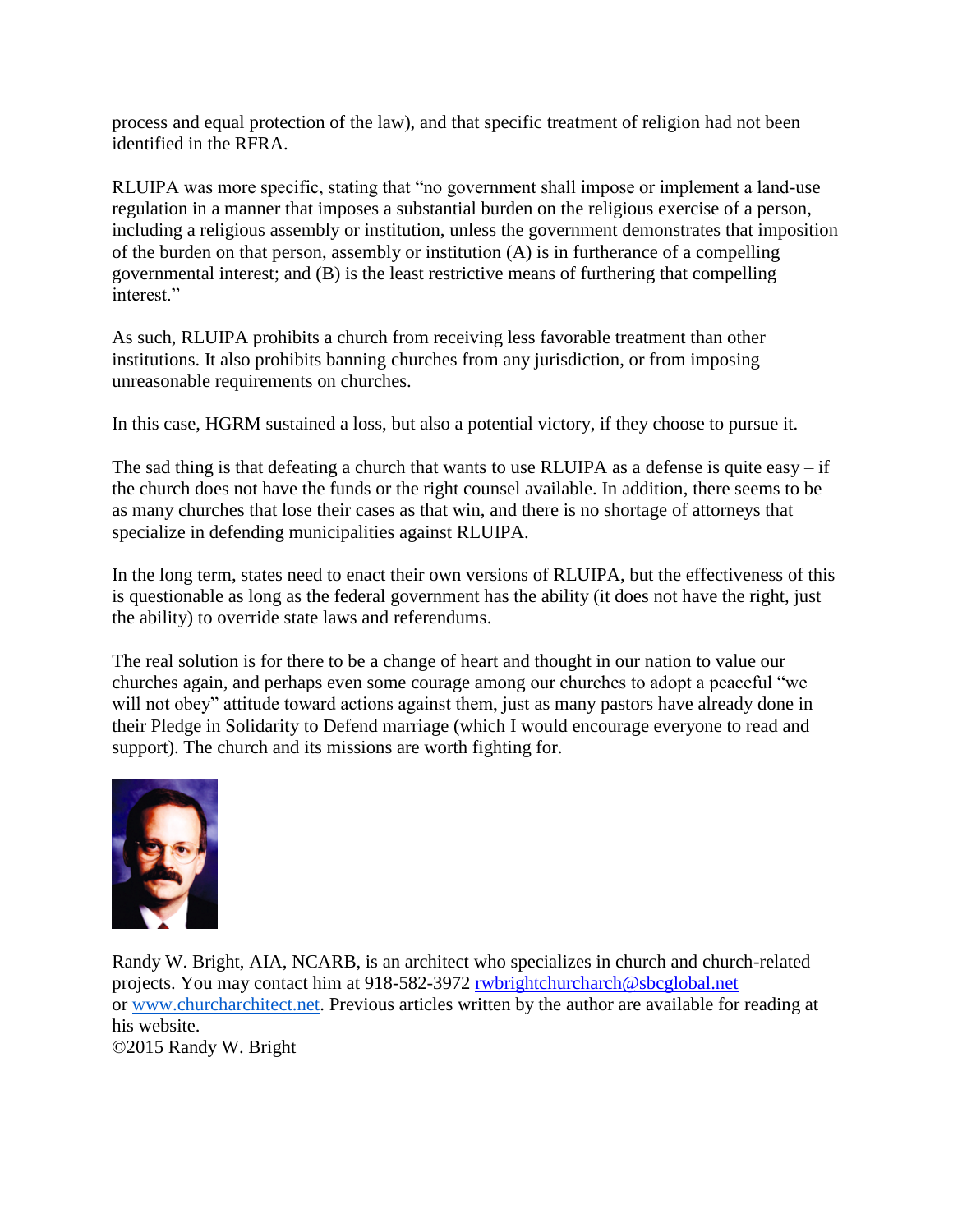process and equal protection of the law), and that specific treatment of religion had not been identified in the RFRA.

RLUIPA was more specific, stating that "no government shall impose or implement a land-use regulation in a manner that imposes a substantial burden on the religious exercise of a person, including a religious assembly or institution, unless the government demonstrates that imposition of the burden on that person, assembly or institution (A) is in furtherance of a compelling governmental interest; and (B) is the least restrictive means of furthering that compelling interest."

As such, RLUIPA prohibits a church from receiving less favorable treatment than other institutions. It also prohibits banning churches from any jurisdiction, or from imposing unreasonable requirements on churches.

In this case, HGRM sustained a loss, but also a potential victory, if they choose to pursue it.

The sad thing is that defeating a church that wants to use RLUIPA as a defense is quite easy – if the church does not have the funds or the right counsel available. In addition, there seems to be as many churches that lose their cases as that win, and there is no shortage of attorneys that specialize in defending municipalities against RLUIPA.

In the long term, states need to enact their own versions of RLUIPA, but the effectiveness of this is questionable as long as the federal government has the ability (it does not have the right, just the ability) to override state laws and referendums.

The real solution is for there to be a change of heart and thought in our nation to value our churches again, and perhaps even some courage among our churches to adopt a peaceful "we will not obey" attitude toward actions against them, just as many pastors have already done in their Pledge in Solidarity to Defend marriage (which I would encourage everyone to read and support). The church and its missions are worth fighting for.

Randy W. Bright, AIA, NCARB, is an architect who specializes in church and church-related projects. You may contact him at 918-582-3972 rwbrightchurcharch@sbcglobal.net or www.churcharchitect.net. Previous articles written by the author are available for reading at his website.

©2015 Randy W. Bright